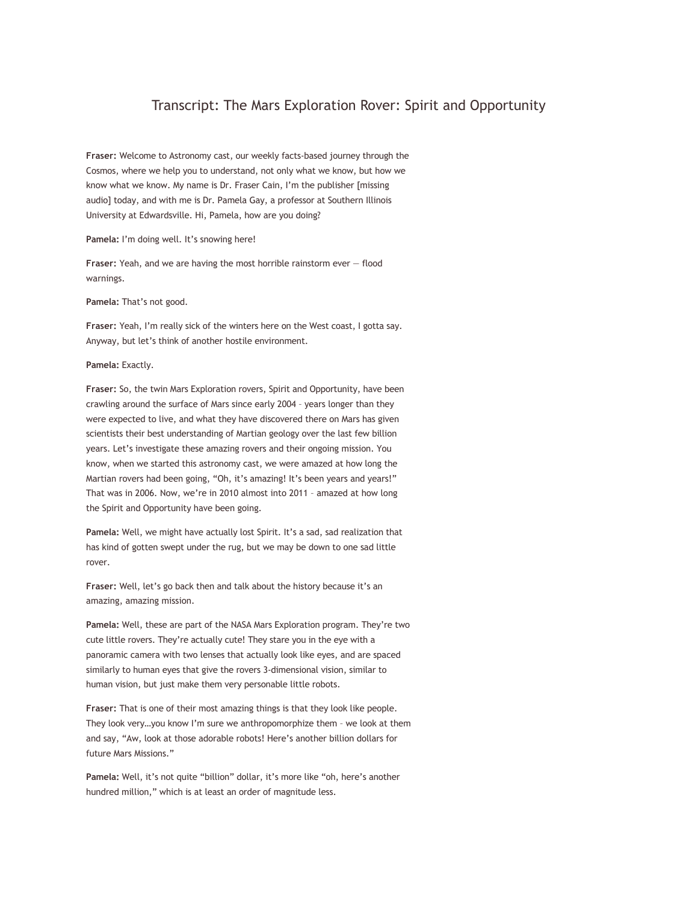# Transcript: The Mars Exploration Rover: Spirit and Opportunity

**Fraser:** Welcome to Astronomy cast, our weekly facts-based journey through the Cosmos, where we help you to understand, not only what we know, but how we know what we know. My name is Dr. Fraser Cain, I'm the publisher [missing audio] today, and with me is Dr. Pamela Gay, a professor at Southern Illinois University at Edwardsville. Hi, Pamela, how are you doing?

**Pamela:** I'm doing well. It's snowing here!

**Fraser:** Yeah, and we are having the most horrible rainstorm ever — flood warnings.

**Pamela:** That's not good.

**Fraser:** Yeah, I'm really sick of the winters here on the West coast, I gotta say. Anyway, but let's think of another hostile environment.

**Pamela:** Exactly.

**Fraser:** So, the twin Mars Exploration rovers, Spirit and Opportunity, have been crawling around the surface of Mars since early 2004 – years longer than they were expected to live, and what they have discovered there on Mars has given scientists their best understanding of Martian geology over the last few billion years. Let's investigate these amazing rovers and their ongoing mission. You know, when we started this astronomy cast, we were amazed at how long the Martian rovers had been going, "Oh, it's amazing! It's been years and years!" That was in 2006. Now, we're in 2010 almost into 2011 – amazed at how long the Spirit and Opportunity have been going.

**Pamela:** Well, we might have actually lost Spirit. It's a sad, sad realization that has kind of gotten swept under the rug, but we may be down to one sad little rover.

**Fraser:** Well, let's go back then and talk about the history because it's an amazing, amazing mission.

**Pamela:** Well, these are part of the NASA Mars Exploration program. They're two cute little rovers. They're actually cute! They stare you in the eye with a panoramic camera with two lenses that actually look like eyes, and are spaced similarly to human eyes that give the rovers 3-dimensional vision, similar to human vision, but just make them very personable little robots.

**Fraser:** That is one of their most amazing things is that they look like people. They look very…you know I'm sure we anthropomorphize them – we look at them and say, "Aw, look at those adorable robots! Here's another billion dollars for future Mars Missions."

**Pamela:** Well, it's not quite "billion" dollar, it's more like "oh, here's another hundred million," which is at least an order of magnitude less.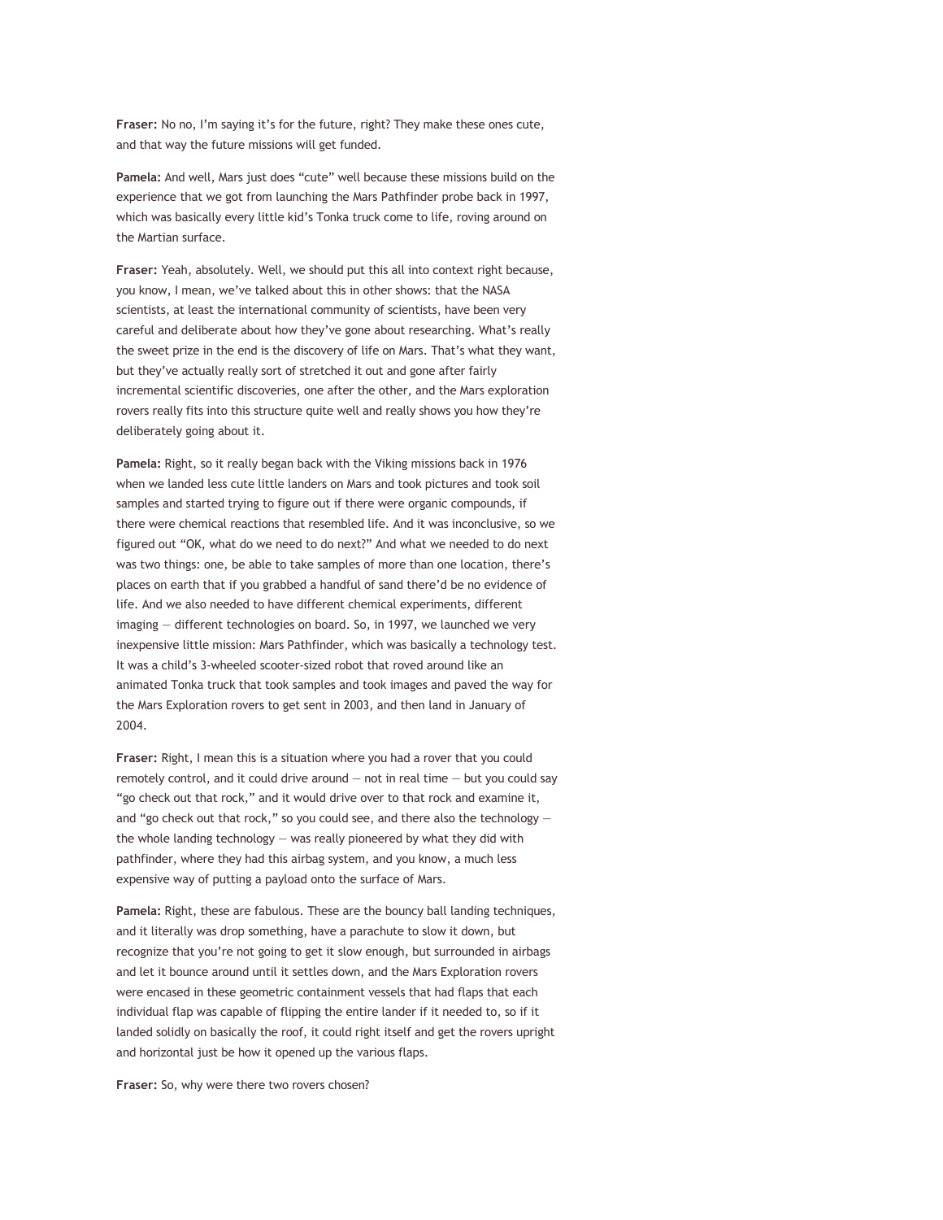**Fraser:** No no, I'm saying it's for the future, right? They make these ones cute, and that way the future missions will get funded.

**Pamela:** And well, Mars just does "cute" well because these missions build on the experience that we got from launching the Mars Pathfinder probe back in 1997, which was basically every little kid's Tonka truck come to life, roving around on the Martian surface.

**Fraser:** Yeah, absolutely. Well, we should put this all into context right because, you know, I mean, we've talked about this in other shows: that the NASA scientists, at least the international community of scientists, have been very careful and deliberate about how they've gone about researching. What's really the sweet prize in the end is the discovery of life on Mars. That's what they want, but they've actually really sort of stretched it out and gone after fairly incremental scientific discoveries, one after the other, and the Mars exploration rovers really fits into this structure quite well and really shows you how they're deliberately going about it.

**Pamela:** Right, so it really began back with the Viking missions back in 1976 when we landed less cute little landers on Mars and took pictures and took soil samples and started trying to figure out if there were organic compounds, if there were chemical reactions that resembled life. And it was inconclusive, so we figured out "OK, what do we need to do next?" And what we needed to do next was two things: one, be able to take samples of more than one location, there's places on earth that if you grabbed a handful of sand there'd be no evidence of life. And we also needed to have different chemical experiments, different imaging — different technologies on board. So, in 1997, we launched we very inexpensive little mission: Mars Pathfinder, which was basically a technology test. It was a child's 3-wheeled scooter-sized robot that roved around like an animated Tonka truck that took samples and took images and paved the way for the Mars Exploration rovers to get sent in 2003, and then land in January of 2004.

**Fraser:** Right, I mean this is a situation where you had a rover that you could remotely control, and it could drive around — not in real time — but you could say "go check out that rock," and it would drive over to that rock and examine it, and "go check out that rock," so you could see, and there also the technology — the whole landing technology — was really pioneered by what they did with pathfinder, where they had this airbag system, and you know, a much less expensive way of putting a payload onto the surface of Mars.

**Pamela:** Right, these are fabulous. These are the bouncy ball landing techniques, and it literally was drop something, have a parachute to slow it down, but recognize that you're not going to get it slow enough, but surrounded in airbags and let it bounce around until it settles down, and the Mars Exploration rovers were encased in these geometric containment vessels that had flaps that each individual flap was capable of flipping the entire lander if it needed to, so if it landed solidly on basically the roof, it could right itself and get the rovers upright and horizontal just be how it opened up the various flaps.

**Fraser:** So, why were there two rovers chosen?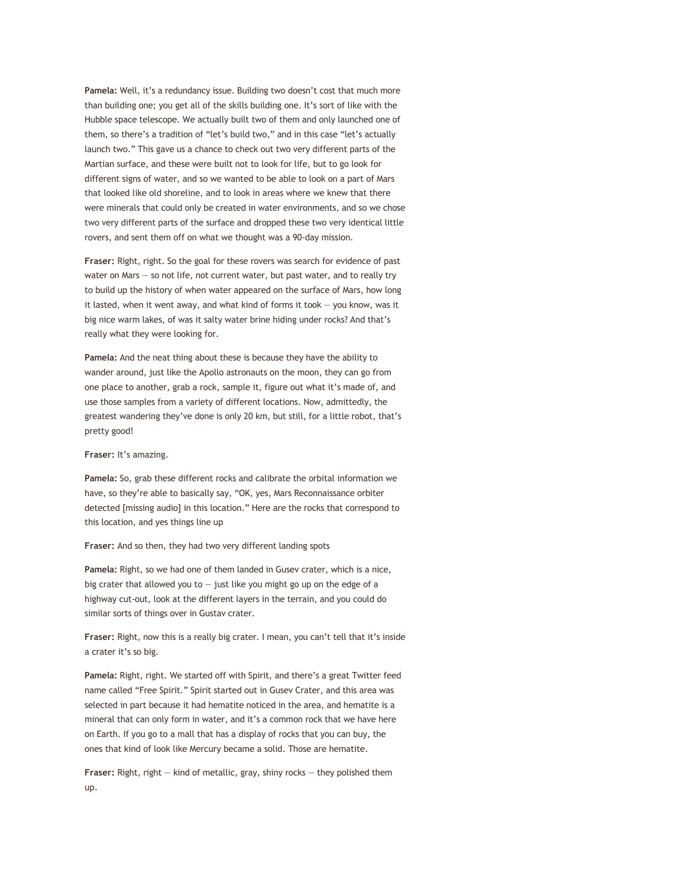**Pamela:** Well, it's a redundancy issue. Building two doesn't cost that much more than building one; you get all of the skills building one. It's sort of like with the Hubble space telescope. We actually built two of them and only launched one of them, so there's a tradition of "let's build two," and in this case "let's actually launch two." This gave us a chance to check out two very different parts of the Martian surface, and these were built not to look for life, but to go look for different signs of water, and so we wanted to be able to look on a part of Mars that looked like old shoreline, and to look in areas where we knew that there were minerals that could only be created in water environments, and so we chose two very different parts of the surface and dropped these two very identical little rovers, and sent them off on what we thought was a 90-day mission.

**Fraser:** Right, right. So the goal for these rovers was search for evidence of past water on Mars — so not life, not current water, but past water, and to really try to build up the history of when water appeared on the surface of Mars, how long it lasted, when it went away, and what kind of forms it took — you know, was it big nice warm lakes, of was it salty water brine hiding under rocks? And that's really what they were looking for.

**Pamela:** And the neat thing about these is because they have the ability to wander around, just like the Apollo astronauts on the moon, they can go from one place to another, grab a rock, sample it, figure out what it's made of, and use those samples from a variety of different locations. Now, admittedly, the greatest wandering they've done is only 20 km, but still, for a little robot, that's pretty good!

**Fraser:** It's amazing.

**Pamela:** So, grab these different rocks and calibrate the orbital information we have, so they're able to basically say, "OK, yes, Mars Reconnaissance orbiter detected [missing audio] in this location." Here are the rocks that correspond to this location, and yes things line up

**Fraser:** And so then, they had two very different landing spots

**Pamela:** Right, so we had one of them landed in Gusev crater, which is a nice, big crater that allowed you to — just like you might go up on the edge of a highway cut-out, look at the different layers in the terrain, and you could do similar sorts of things over in Gustav crater.

**Fraser:** Right, now this is a really big crater. I mean, you can't tell that it's inside a crater it's so big.

**Pamela:** Right, right. We started off with Spirit, and there's a great Twitter feed name called "Free Spirit." Spirit started out in Gusev Crater, and this area was selected in part because it had hematite noticed in the area, and hematite is a mineral that can only form in water, and it's a common rock that we have here on Earth. If you go to a mall that has a display of rocks that you can buy, the ones that kind of look like Mercury became a solid. Those are hematite.

**Fraser:** Right, right — kind of metallic, gray, shiny rocks — they polished them up.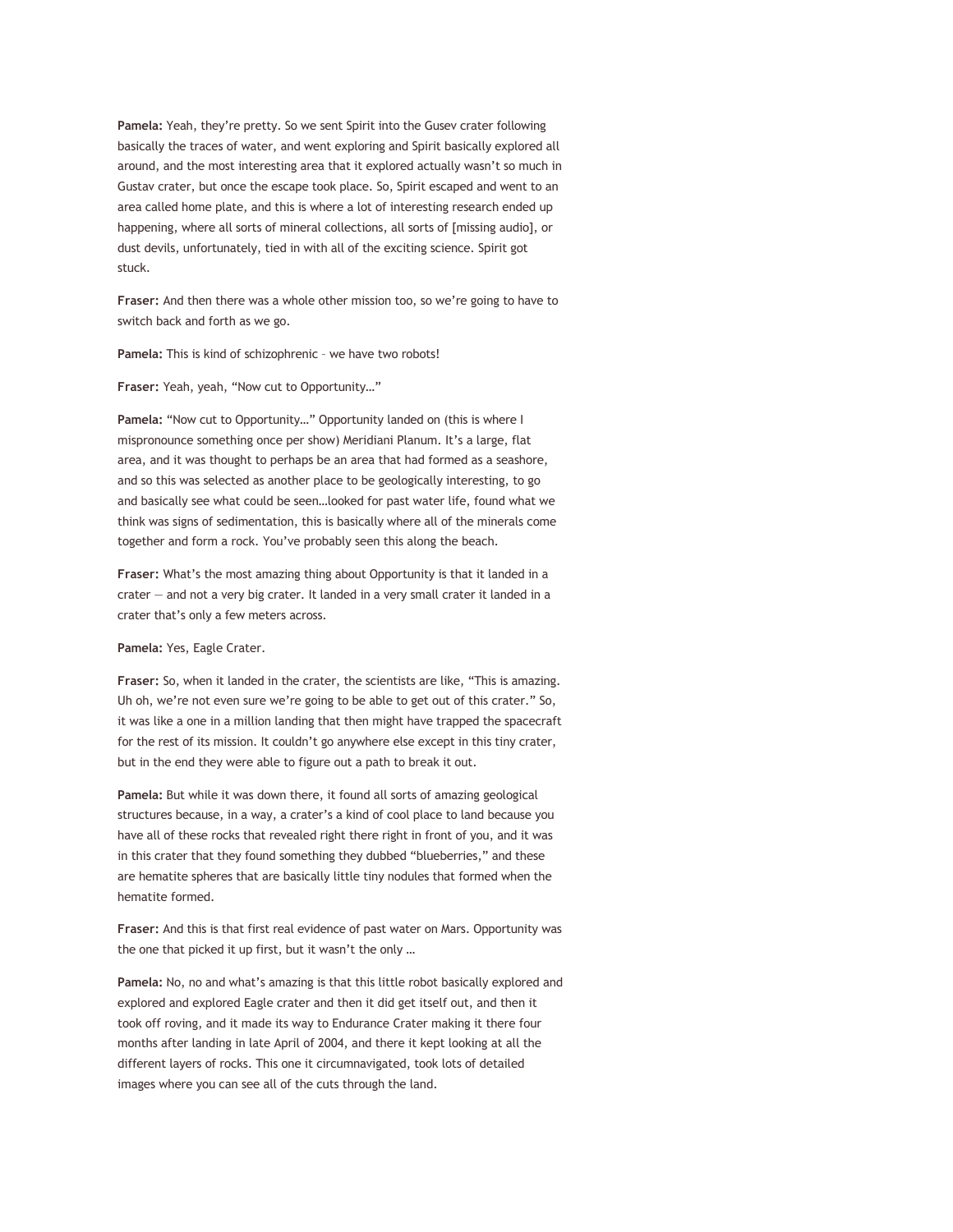**Pamela:** Yeah, they're pretty. So we sent Spirit into the Gusev crater following basically the traces of water, and went exploring and Spirit basically explored all around, and the most interesting area that it explored actually wasn't so much in Gustav crater, but once the escape took place. So, Spirit escaped and went to an area called home plate, and this is where a lot of interesting research ended up happening, where all sorts of mineral collections, all sorts of [missing audio], or dust devils, unfortunately, tied in with all of the exciting science. Spirit got stuck.

**Fraser:** And then there was a whole other mission too, so we're going to have to switch back and forth as we go.

**Pamela:** This is kind of schizophrenic – we have two robots!

**Fraser:** Yeah, yeah, "Now cut to Opportunity…"

**Pamela:** "Now cut to Opportunity…" Opportunity landed on (this is where I mispronounce something once per show) Meridiani Planum. It's a large, flat area, and it was thought to perhaps be an area that had formed as a seashore, and so this was selected as another place to be geologically interesting, to go and basically see what could be seen…looked for past water life, found what we think was signs of sedimentation, this is basically where all of the minerals come together and form a rock. You've probably seen this along the beach.

**Fraser:** What's the most amazing thing about Opportunity is that it landed in a crater — and not a very big crater. It landed in a very small crater it landed in a crater that's only a few meters across.

**Pamela:** Yes, Eagle Crater.

**Fraser:** So, when it landed in the crater, the scientists are like, "This is amazing. Uh oh, we're not even sure we're going to be able to get out of this crater." So, it was like a one in a million landing that then might have trapped the spacecraft for the rest of its mission. It couldn't go anywhere else except in this tiny crater, but in the end they were able to figure out a path to break it out.

**Pamela:** But while it was down there, it found all sorts of amazing geological structures because, in a way, a crater's a kind of cool place to land because you have all of these rocks that revealed right there right in front of you, and it was in this crater that they found something they dubbed "blueberries," and these are hematite spheres that are basically little tiny nodules that formed when the hematite formed.

**Fraser:** And this is that first real evidence of past water on Mars. Opportunity was the one that picked it up first, but it wasn't the only …

**Pamela:** No, no and what's amazing is that this little robot basically explored and explored and explored Eagle crater and then it did get itself out, and then it took off roving, and it made its way to Endurance Crater making it there four months after landing in late April of 2004, and there it kept looking at all the different layers of rocks. This one it circumnavigated, took lots of detailed images where you can see all of the cuts through the land.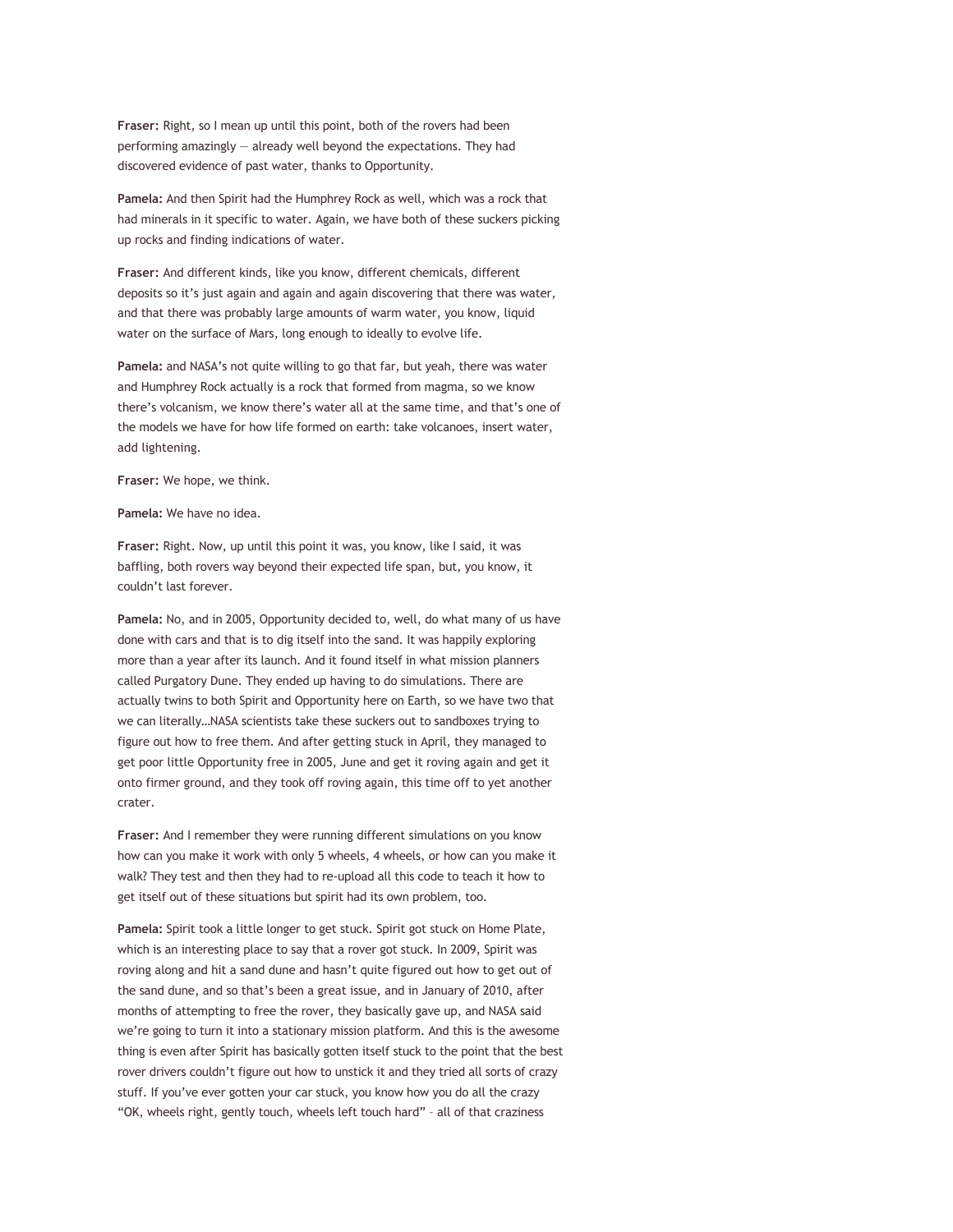**Fraser:** Right, so I mean up until this point, both of the rovers had been performing amazingly — already well beyond the expectations. They had discovered evidence of past water, thanks to Opportunity.

**Pamela:** And then Spirit had the Humphrey Rock as well, which was a rock that had minerals in it specific to water. Again, we have both of these suckers picking up rocks and finding indications of water.

**Fraser:** And different kinds, like you know, different chemicals, different deposits so it's just again and again and again discovering that there was water, and that there was probably large amounts of warm water, you know, liquid water on the surface of Mars, long enough to ideally to evolve life.

**Pamela:** and NASA's not quite willing to go that far, but yeah, there was water and Humphrey Rock actually is a rock that formed from magma, so we know there's volcanism, we know there's water all at the same time, and that's one of the models we have for how life formed on earth: take volcanoes, insert water, add lightening.

**Fraser:** We hope, we think.

**Pamela:** We have no idea.

**Fraser:** Right. Now, up until this point it was, you know, like I said, it was baffling, both rovers way beyond their expected life span, but, you know, it couldn't last forever.

**Pamela:** No, and in 2005, Opportunity decided to, well, do what many of us have done with cars and that is to dig itself into the sand. It was happily exploring more than a year after its launch. And it found itself in what mission planners called Purgatory Dune. They ended up having to do simulations. There are actually twins to both Spirit and Opportunity here on Earth, so we have two that we can literally…NASA scientists take these suckers out to sandboxes trying to figure out how to free them. And after getting stuck in April, they managed to get poor little Opportunity free in 2005, June and get it roving again and get it onto firmer ground, and they took off roving again, this time off to yet another crater.

**Fraser:** And I remember they were running different simulations on you know how can you make it work with only 5 wheels, 4 wheels, or how can you make it walk? They test and then they had to re-upload all this code to teach it how to get itself out of these situations but spirit had its own problem, too.

**Pamela:** Spirit took a little longer to get stuck. Spirit got stuck on Home Plate, which is an interesting place to say that a rover got stuck. In 2009, Spirit was roving along and hit a sand dune and hasn't quite figured out how to get out of the sand dune, and so that's been a great issue, and in January of 2010, after months of attempting to free the rover, they basically gave up, and NASA said we're going to turn it into a stationary mission platform. And this is the awesome thing is even after Spirit has basically gotten itself stuck to the point that the best rover drivers couldn't figure out how to unstick it and they tried all sorts of crazy stuff. If you've ever gotten your car stuck, you know how you do all the crazy "OK, wheels right, gently touch, wheels left touch hard" – all of that craziness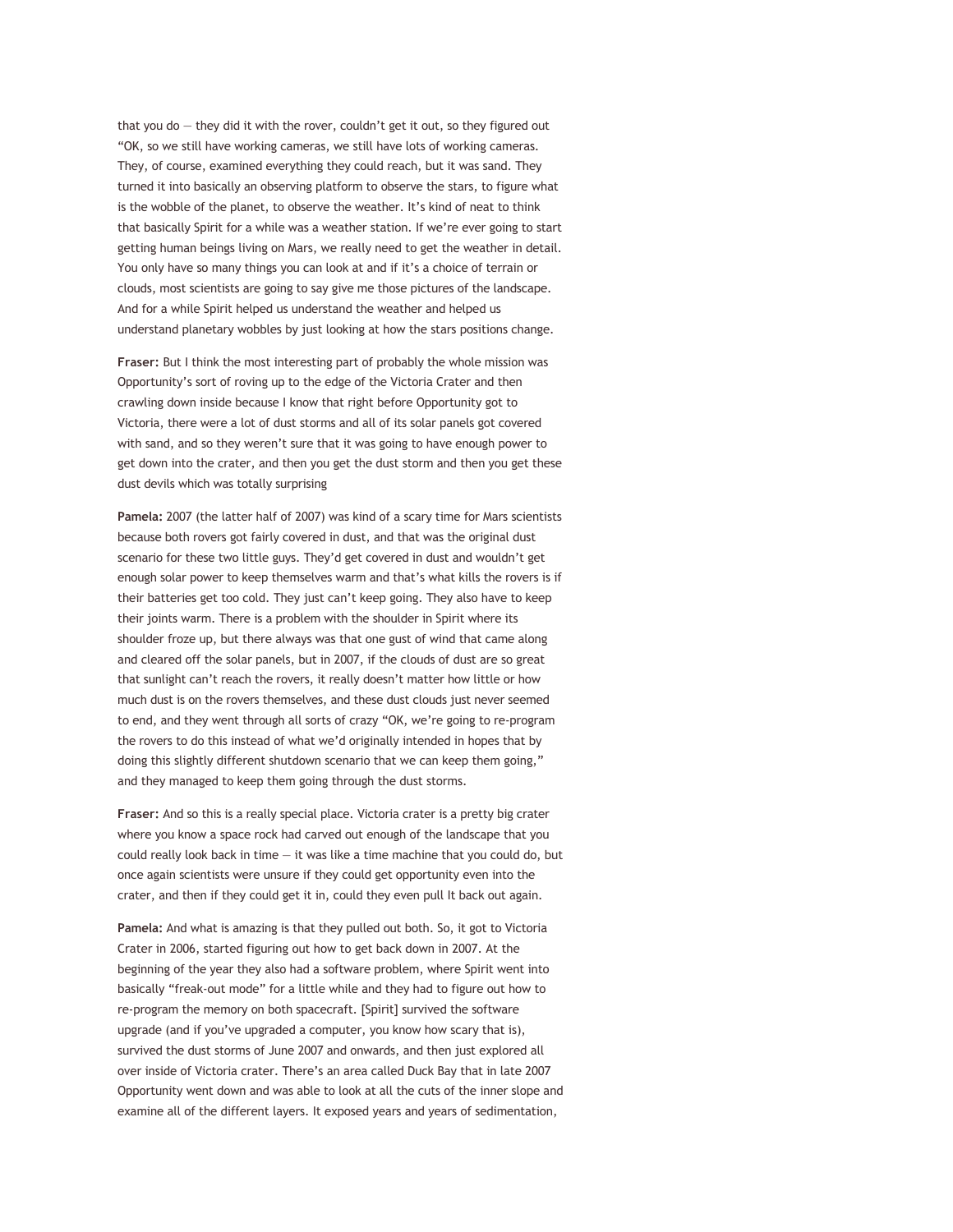that you do — they did it with the rover, couldn't get it out, so they figured out "OK, so we still have working cameras, we still have lots of working cameras. They, of course, examined everything they could reach, but it was sand. They turned it into basically an observing platform to observe the stars, to figure what is the wobble of the planet, to observe the weather. It's kind of neat to think that basically Spirit for a while was a weather station. If we're ever going to start getting human beings living on Mars, we really need to get the weather in detail. You only have so many things you can look at and if it's a choice of terrain or clouds, most scientists are going to say give me those pictures of the landscape. And for a while Spirit helped us understand the weather and helped us understand planetary wobbles by just looking at how the stars positions change.

**Fraser:** But I think the most interesting part of probably the whole mission was Opportunity's sort of roving up to the edge of the Victoria Crater and then crawling down inside because I know that right before Opportunity got to Victoria, there were a lot of dust storms and all of its solar panels got covered with sand, and so they weren't sure that it was going to have enough power to get down into the crater, and then you get the dust storm and then you get these dust devils which was totally surprising

**Pamela:** 2007 (the latter half of 2007) was kind of a scary time for Mars scientists because both rovers got fairly covered in dust, and that was the original dust scenario for these two little guys. They'd get covered in dust and wouldn't get enough solar power to keep themselves warm and that's what kills the rovers is if their batteries get too cold. They just can't keep going. They also have to keep their joints warm. There is a problem with the shoulder in Spirit where its shoulder froze up, but there always was that one gust of wind that came along and cleared off the solar panels, but in 2007, if the clouds of dust are so great that sunlight can't reach the rovers, it really doesn't matter how little or how much dust is on the rovers themselves, and these dust clouds just never seemed to end, and they went through all sorts of crazy "OK, we're going to re-program the rovers to do this instead of what we'd originally intended in hopes that by doing this slightly different shutdown scenario that we can keep them going," and they managed to keep them going through the dust storms.

**Fraser:** And so this is a really special place. Victoria crater is a pretty big crater where you know a space rock had carved out enough of the landscape that you could really look back in time — it was like a time machine that you could do, but once again scientists were unsure if they could get opportunity even into the crater, and then if they could get it in, could they even pull It back out again.

**Pamela:** And what is amazing is that they pulled out both. So, it got to Victoria Crater in 2006, started figuring out how to get back down in 2007. At the beginning of the year they also had a software problem, where Spirit went into basically "freak-out mode" for a little while and they had to figure out how to re-program the memory on both spacecraft. [Spirit] survived the software upgrade (and if you've upgraded a computer, you know how scary that is), survived the dust storms of June 2007 and onwards, and then just explored all over inside of Victoria crater. There's an area called Duck Bay that in late 2007 Opportunity went down and was able to look at all the cuts of the inner slope and examine all of the different layers. It exposed years and years of sedimentation,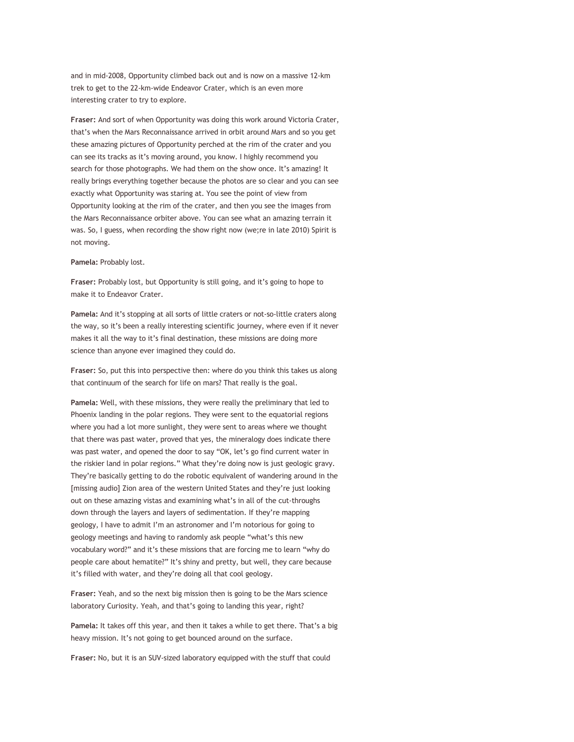and in mid-2008, Opportunity climbed back out and is now on a massive 12-km trek to get to the 22-km-wide Endeavor Crater, which is an even more interesting crater to try to explore.

**Fraser:** And sort of when Opportunity was doing this work around Victoria Crater, that's when the Mars Reconnaissance arrived in orbit around Mars and so you get these amazing pictures of Opportunity perched at the rim of the crater and you can see its tracks as it's moving around, you know. I highly recommend you search for those photographs. We had them on the show once. It's amazing! It really brings everything together because the photos are so clear and you can see exactly what Opportunity was staring at. You see the point of view from Opportunity looking at the rim of the crater, and then you see the images from the Mars Reconnaissance orbiter above. You can see what an amazing terrain it was. So, I guess, when recording the show right now (we;re in late 2010) Spirit is not moving.

**Pamela:** Probably lost.

**Fraser:** Probably lost, but Opportunity is still going, and it's going to hope to make it to Endeavor Crater.

**Pamela:** And it's stopping at all sorts of little craters or not-so-little craters along the way, so it's been a really interesting scientific journey, where even if it never makes it all the way to it's final destination, these missions are doing more science than anyone ever imagined they could do.

**Fraser:** So, put this into perspective then: where do you think this takes us along that continuum of the search for life on mars? That really is the goal.

**Pamela:** Well, with these missions, they were really the preliminary that led to Phoenix landing in the polar regions. They were sent to the equatorial regions where you had a lot more sunlight, they were sent to areas where we thought that there was past water, proved that yes, the mineralogy does indicate there was past water, and opened the door to say "OK, let's go find current water in the riskier land in polar regions." What they're doing now is just geologic gravy. They're basically getting to do the robotic equivalent of wandering around in the [missing audio] Zion area of the western United States and they're just looking out on these amazing vistas and examining what's in all of the cut-throughs down through the layers and layers of sedimentation. If they're mapping geology, I have to admit I'm an astronomer and I'm notorious for going to geology meetings and having to randomly ask people "what's this new vocabulary word?" and it's these missions that are forcing me to learn "why do people care about hematite?" It's shiny and pretty, but well, they care because it's filled with water, and they're doing all that cool geology.

**Fraser:** Yeah, and so the next big mission then is going to be the Mars science laboratory Curiosity. Yeah, and that's going to landing this year, right?

**Pamela:** It takes off this year, and then it takes a while to get there. That's a big heavy mission. It's not going to get bounced around on the surface.

**Fraser:** No, but it is an SUV-sized laboratory equipped with the stuff that could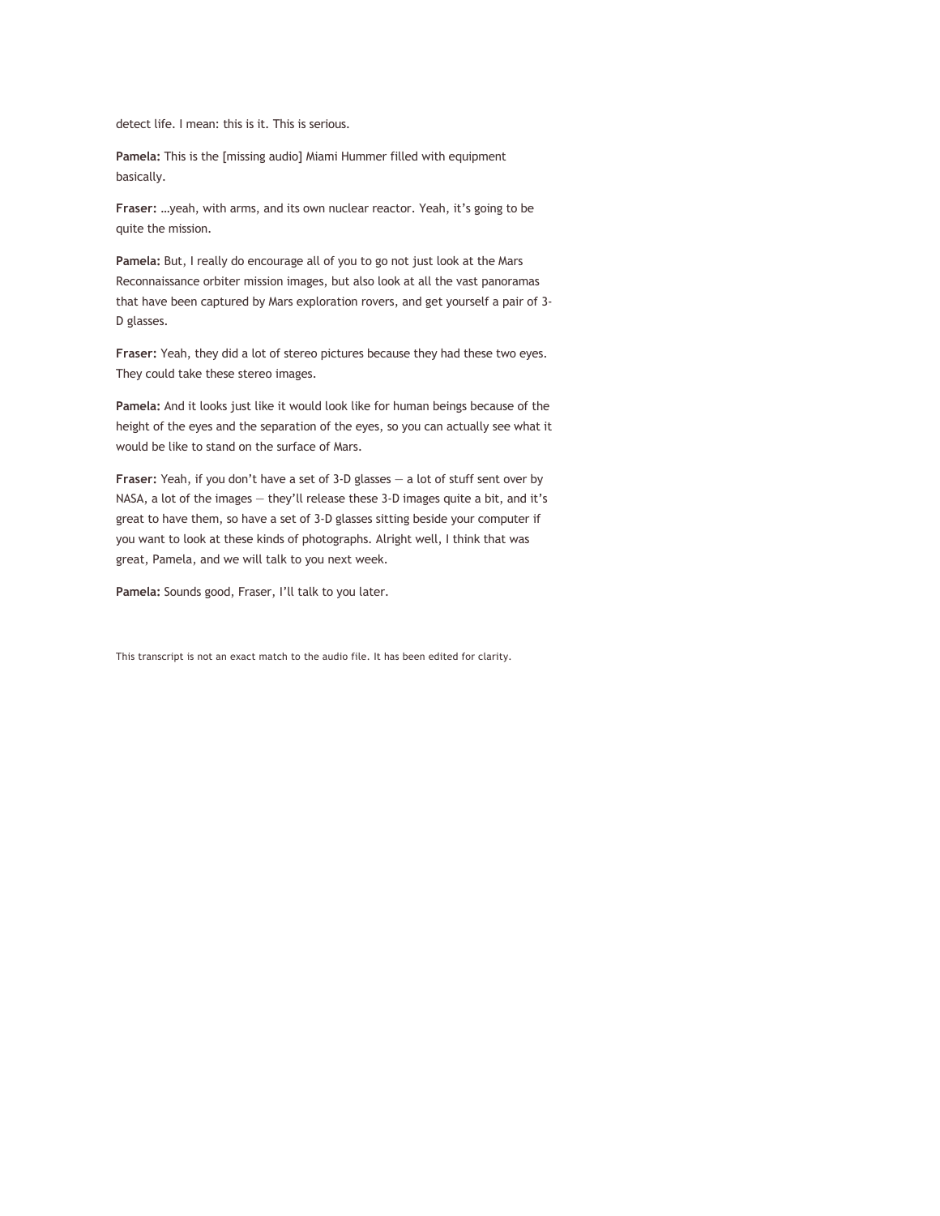detect life. I mean: this is it. This is serious.

**Pamela:** This is the [missing audio] Miami Hummer filled with equipment basically.

**Fraser:** …yeah, with arms, and its own nuclear reactor. Yeah, it's going to be quite the mission.

**Pamela:** But, I really do encourage all of you to go not just look at the Mars Reconnaissance orbiter mission images, but also look at all the vast panoramas that have been captured by Mars exploration rovers, and get yourself a pair of 3-D glasses.

**Fraser:** Yeah, they did a lot of stereo pictures because they had these two eyes. They could take these stereo images.

**Pamela:** And it looks just like it would look like for human beings because of the height of the eyes and the separation of the eyes, so you can actually see what it would be like to stand on the surface of Mars.

**Fraser:** Yeah, if you don't have a set of 3-D glasses — a lot of stuff sent over by NASA, a lot of the images — they'll release these 3-D images quite a bit, and it's great to have them, so have a set of 3-D glasses sitting beside your computer if you want to look at these kinds of photographs. Alright well, I think that was great, Pamela, and we will talk to you next week.

**Pamela:** Sounds good, Fraser, I'll talk to you later.

This transcript is not an exact match to the audio file. It has been edited for clarity.